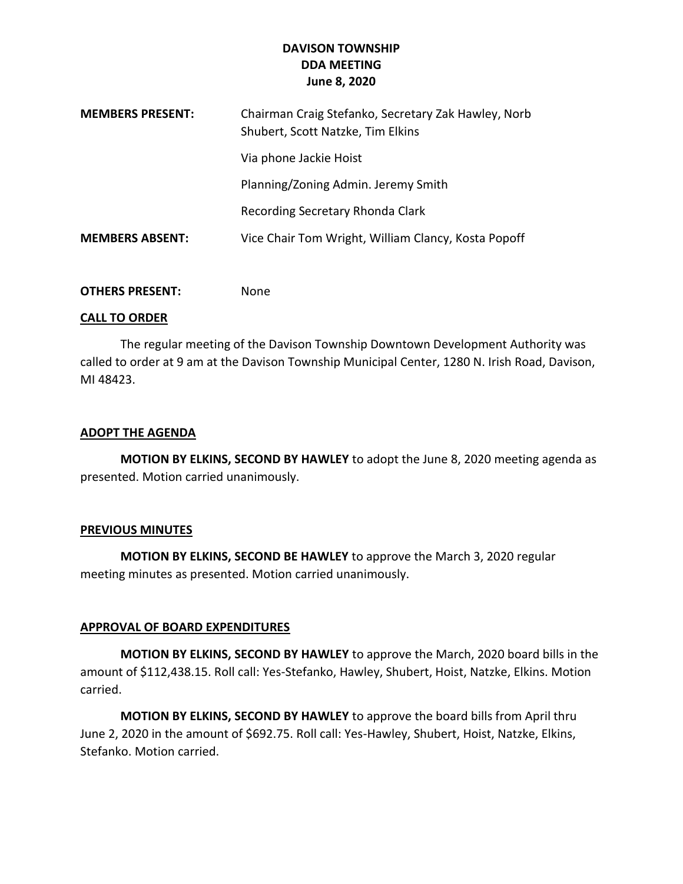# DAVISON TOWNSHIP
## DDA MEETING
### June 8, 2020

| | |
|---|---|
| **MEMBERS PRESENT:** | Chairman Craig Stefanko, Secretary Zak Hawley, Norb Shubert, Scott Natzke, Tim Elkins |
| | Via phone Jackie Hoist |
| | Planning/Zoning Admin. Jeremy Smith |
| | Recording Secretary Rhonda Clark |
| **MEMBERS ABSENT:** | Vice Chair Tom Wright, William Clancy, Kosta Popoff |
| **OTHERS PRESENT:** | None |

**CALL TO ORDER**

The regular meeting of the Davison Township Downtown Development Authority was called to order at 9 am at the Davison Township Municipal Center, 1280 N. Irish Road, Davison, MI 48423.

**ADOPT THE AGENDA**

**MOTION BY ELKINS, SECOND BY HAWLEY** to adopt the June 8, 2020 meeting agenda as presented. Motion carried unanimously.

**PREVIOUS MINUTES**

**MOTION BY ELKINS, SECOND BE HAWLEY** to approve the March 3, 2020 regular meeting minutes as presented. Motion carried unanimously.

**APPROVAL OF BOARD EXPENDITURES**

**MOTION BY ELKINS, SECOND BY HAWLEY** to approve the March, 2020 board bills in the amount of $112,438.15. Roll call: Yes-Stefanko, Hawley, Shubert, Hoist, Natzke, Elkins. Motion carried.

**MOTION BY ELKINS, SECOND BY HAWLEY** to approve the board bills from April thru June 2, 2020 in the amount of $692.75. Roll call: Yes-Hawley, Shubert, Hoist, Natzke, Elkins, Stefanko. Motion carried.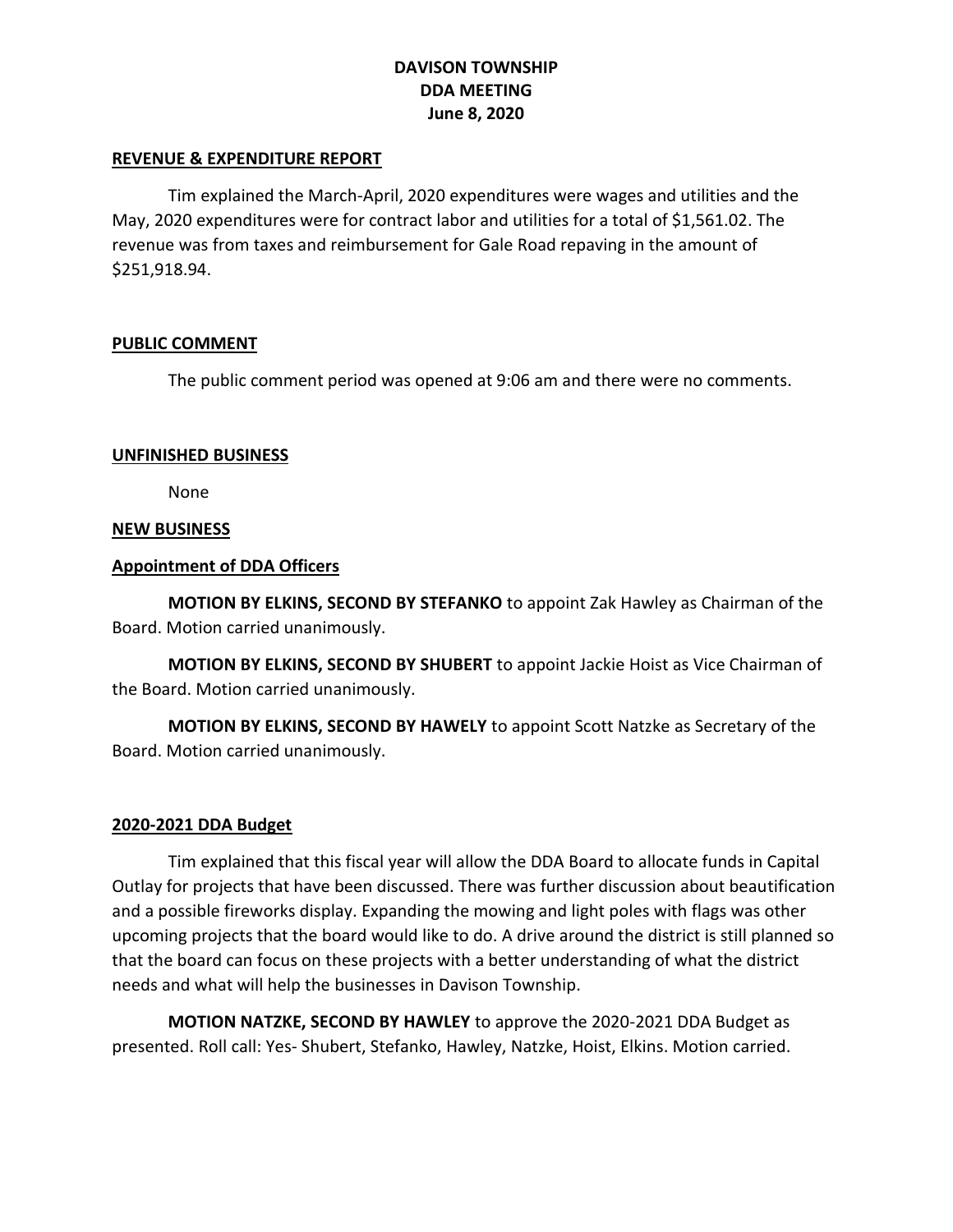# DAVISON TOWNSHIP
# DDA MEETING
# June 8, 2020

## REVENUE & EXPENDITURE REPORT

Tim explained the March-April, 2020 expenditures were wages and utilities and the May, 2020 expenditures were for contract labor and utilities for a total of $1,561.02. The revenue was from taxes and reimbursement for Gale Road repaving in the amount of $251,918.94.

## PUBLIC COMMENT

The public comment period was opened at 9:06 am and there were no comments.

## UNFINISHED BUSINESS

None

## NEW BUSINESS

### Appointment of DDA Officers

**MOTION BY ELKINS, SECOND BY STEFANKO** to appoint Zak Hawley as Chairman of the Board. Motion carried unanimously.

**MOTION BY ELKINS, SECOND BY SHUBERT** to appoint Jackie Hoist as Vice Chairman of the Board. Motion carried unanimously.

**MOTION BY ELKINS, SECOND BY HAWELY** to appoint Scott Natzke as Secretary of the Board. Motion carried unanimously.

### 2020-2021 DDA Budget

Tim explained that this fiscal year will allow the DDA Board to allocate funds in Capital Outlay for projects that have been discussed. There was further discussion about beautification and a possible fireworks display. Expanding the mowing and light poles with flags was other upcoming projects that the board would like to do. A drive around the district is still planned so that the board can focus on these projects with a better understanding of what the district needs and what will help the businesses in Davison Township.

**MOTION NATZKE, SECOND BY HAWLEY** to approve the 2020-2021 DDA Budget as presented. Roll call: Yes- Shubert, Stefanko, Hawley, Natzke, Hoist, Elkins. Motion carried.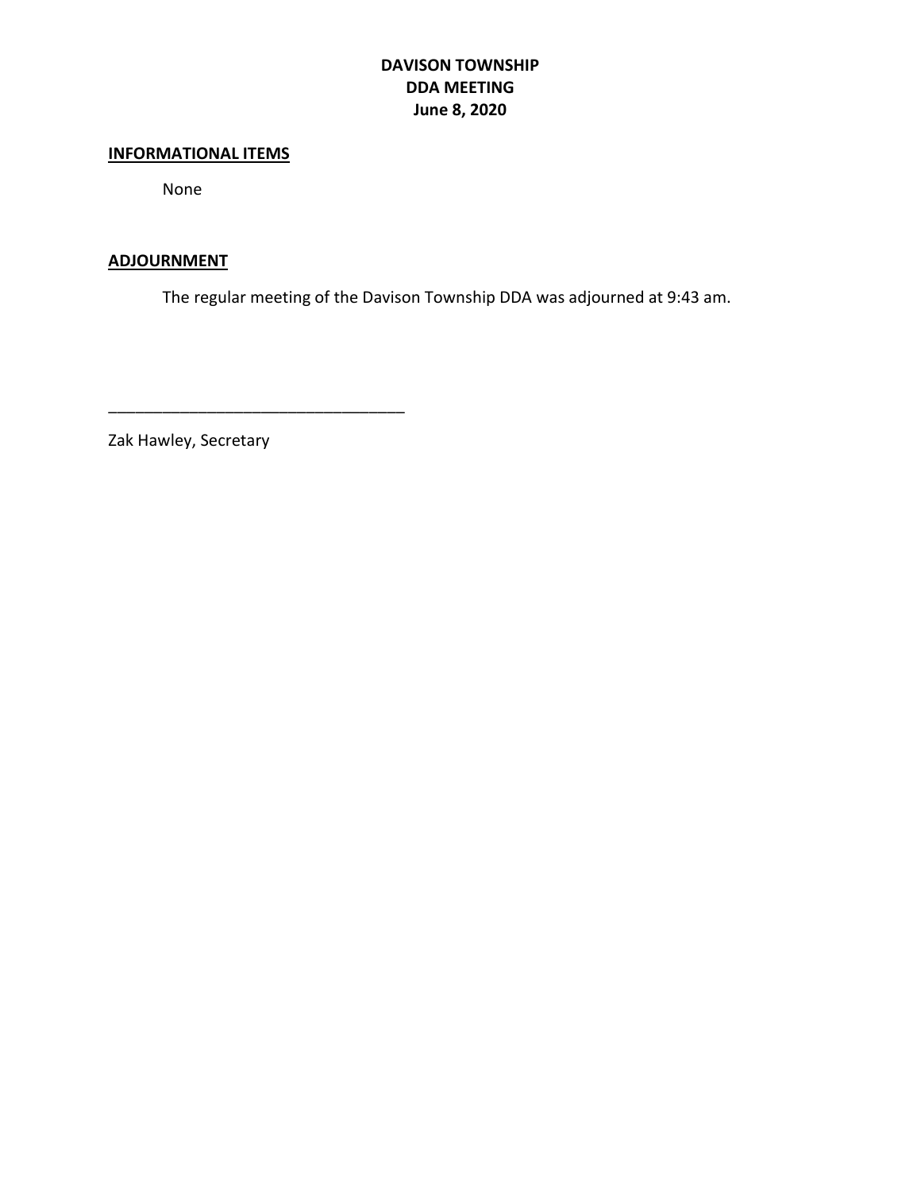**INFORMATIONAL ITEMS**

None

**ADJOURNMENT**

The regular meeting of the Davison Township DDA was adjourned at 9:43 am.

_________________________________

Zak Hawley, Secretary